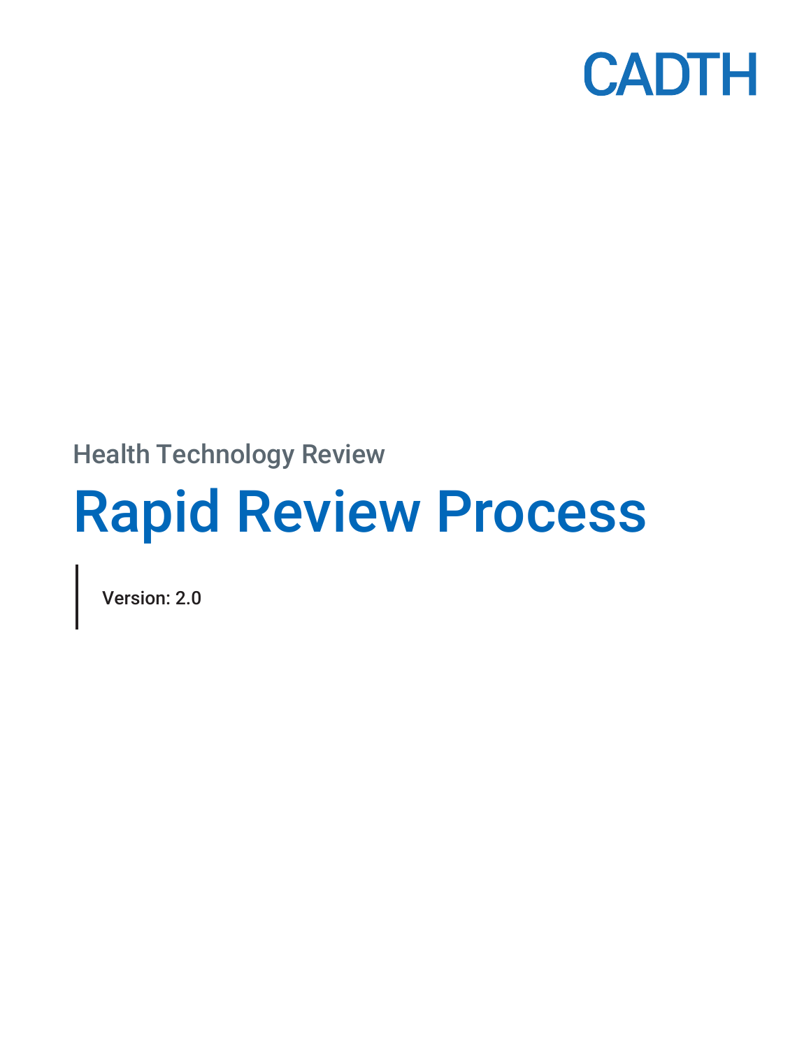CADTH

Health Technology Review

# Rapid Review Process

Version: 2.0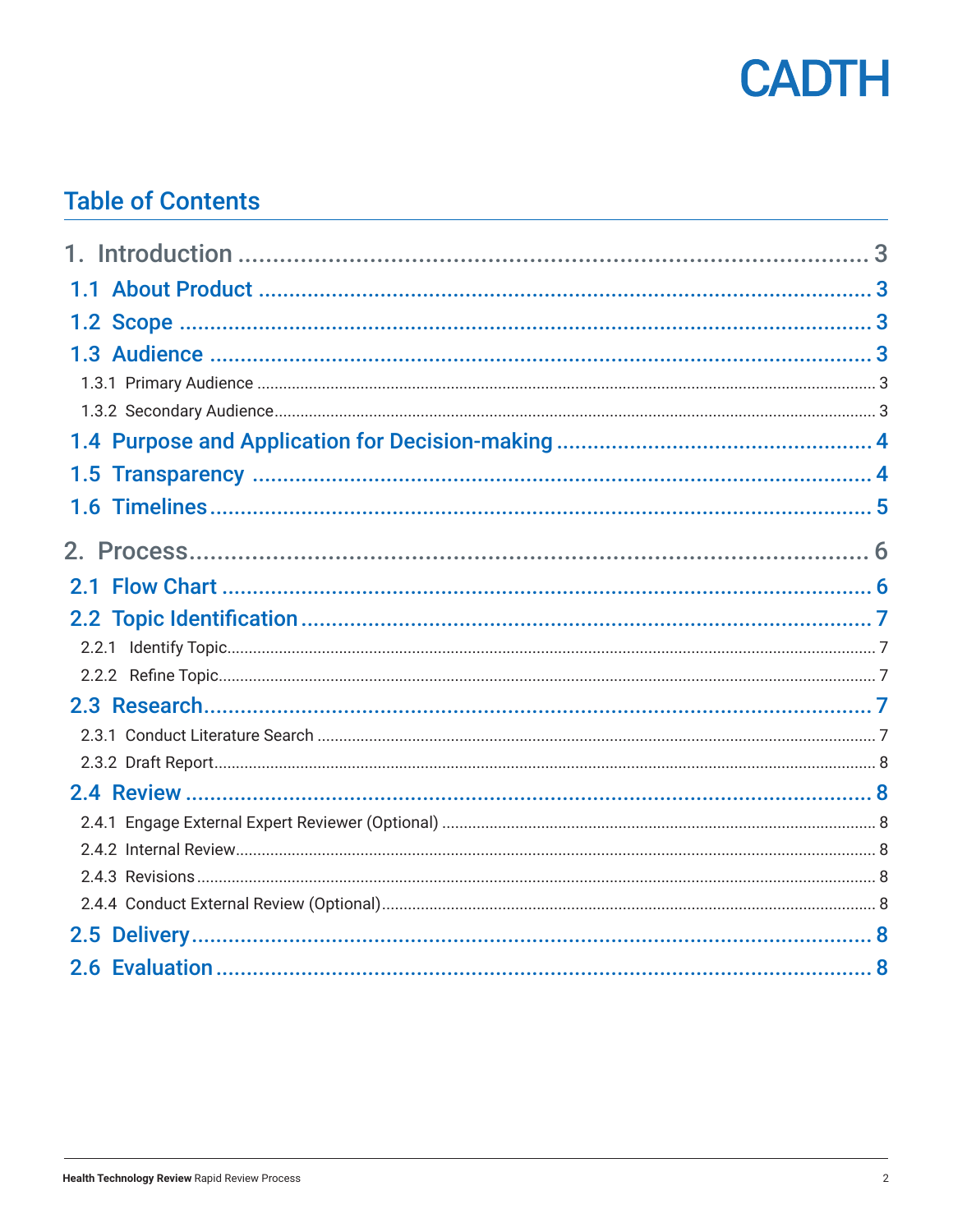CADTH

## Table of Contents

1. Introduction ........ 3
   - 1.1 About Product ........ 3
   - 1.2 Scope ........ 3
   - 1.3 Audience ........ 3
     - 1.3.1 Primary Audience ........ 3
     - 1.3.2 Secondary Audience ........ 3
   - 1.4 Purpose and Application for Decision-making ........ 4
   - 1.5 Transparency ........ 4
   - 1.6 Timelines ........ 5
2. Process ........ 6
   - 2.1 Flow Chart ........ 6
   - 2.2 Topic Identification ........ 7
     - 2.2.1 Identify Topic ........ 7
     - 2.2.2 Refine Topic ........ 7
   - 2.3 Research ........ 7
     - 2.3.1 Conduct Literature Search ........ 7
     - 2.3.2 Draft Report ........ 8
   - 2.4 Review ........ 8
     - 2.4.1 Engage External Expert Reviewer (Optional) ........ 8
     - 2.4.2 Internal Review ........ 8
     - 2.4.3 Revisions ........ 8
     - 2.4.4 Conduct External Review (Optional) ........ 8
   - 2.5 Delivery ........ 8
   - 2.6 Evaluation ........ 8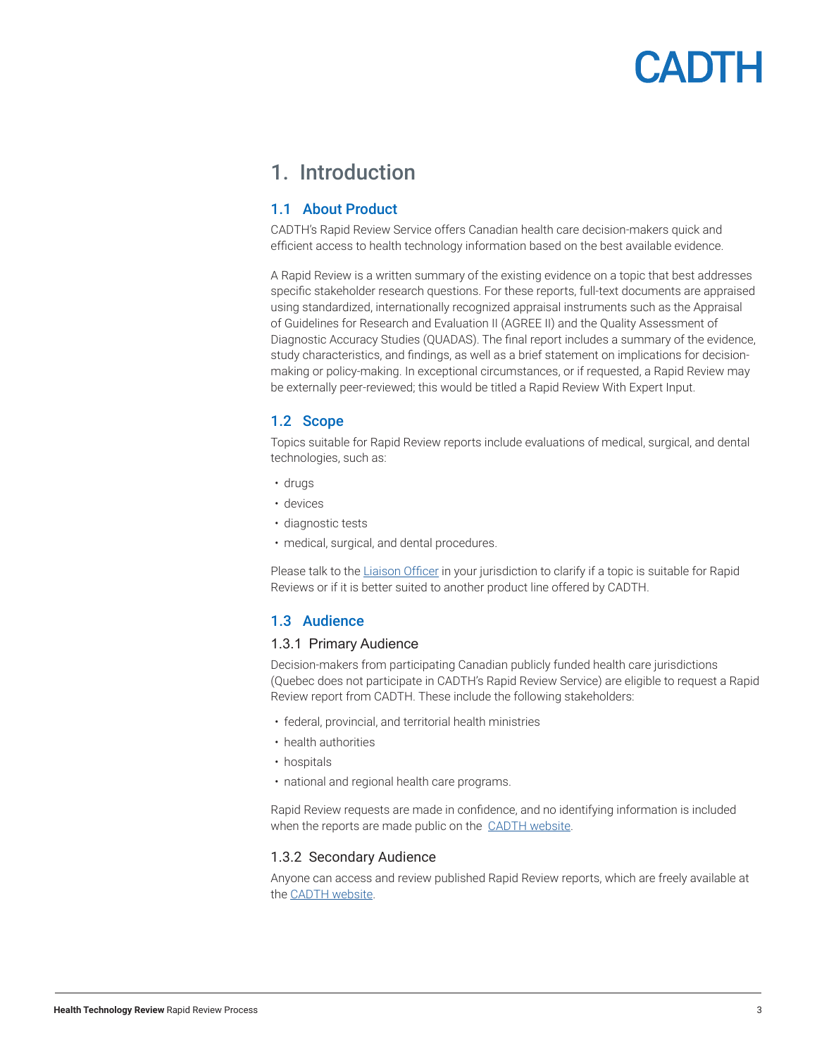# 1. Introduction

## 1.1 About Product

CADTH's Rapid Review Service offers Canadian health care decision-makers quick and efficient access to health technology information based on the best available evidence.

A Rapid Review is a written summary of the existing evidence on a topic that best addresses specific stakeholder research questions. For these reports, full-text documents are appraised using standardized, internationally recognized appraisal instruments such as the Appraisal of Guidelines for Research and Evaluation II (AGREE II) and the Quality Assessment of Diagnostic Accuracy Studies (QUADAS). The final report includes a summary of the evidence, study characteristics, and findings, as well as a brief statement on implications for decision-making or policy-making. In exceptional circumstances, or if requested, a Rapid Review may be externally peer-reviewed; this would be titled a Rapid Review With Expert Input.

## 1.2 Scope

Topics suitable for Rapid Review reports include evaluations of medical, surgical, and dental technologies, such as:

- drugs
- devices
- diagnostic tests
- medical, surgical, and dental procedures.

Please talk to the Liaison Officer in your jurisdiction to clarify if a topic is suitable for Rapid Reviews or if it is better suited to another product line offered by CADTH.

## 1.3 Audience

### 1.3.1 Primary Audience

Decision-makers from participating Canadian publicly funded health care jurisdictions (Quebec does not participate in CADTH's Rapid Review Service) are eligible to request a Rapid Review report from CADTH. These include the following stakeholders:

- federal, provincial, and territorial health ministries
- health authorities
- hospitals
- national and regional health care programs.

Rapid Review requests are made in confidence, and no identifying information is included when the reports are made public on the CADTH website.

### 1.3.2 Secondary Audience

Anyone can access and review published Rapid Review reports, which are freely available at the CADTH website.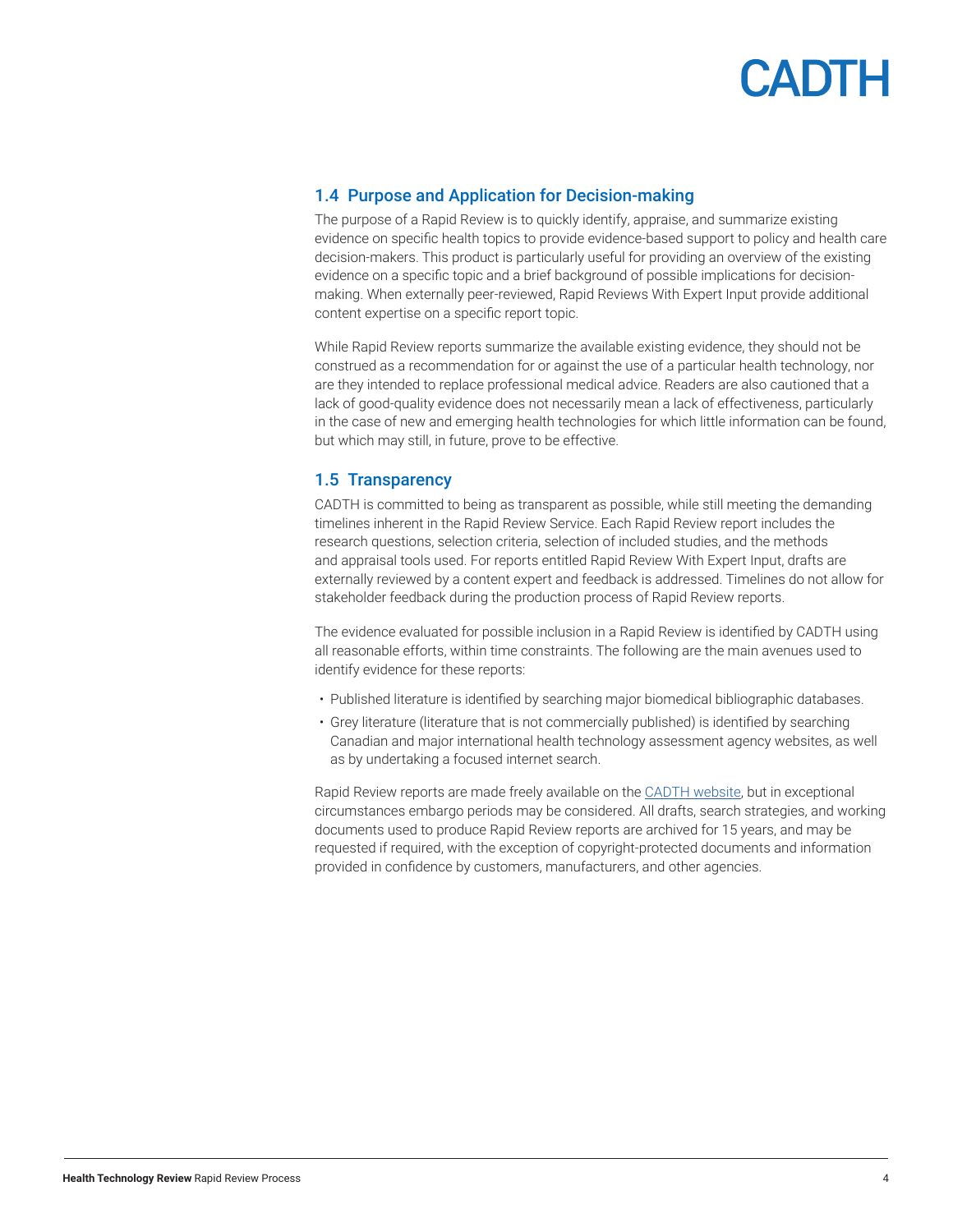## 1.4 Purpose and Application for Decision-making

The purpose of a Rapid Review is to quickly identify, appraise, and summarize existing evidence on specific health topics to provide evidence-based support to policy and health care decision-makers. This product is particularly useful for providing an overview of the existing evidence on a specific topic and a brief background of possible implications for decision-making. When externally peer-reviewed, Rapid Reviews With Expert Input provide additional content expertise on a specific report topic.

While Rapid Review reports summarize the available existing evidence, they should not be construed as a recommendation for or against the use of a particular health technology, nor are they intended to replace professional medical advice. Readers are also cautioned that a lack of good-quality evidence does not necessarily mean a lack of effectiveness, particularly in the case of new and emerging health technologies for which little information can be found, but which may still, in future, prove to be effective.

## 1.5 Transparency

CADTH is committed to being as transparent as possible, while still meeting the demanding timelines inherent in the Rapid Review Service. Each Rapid Review report includes the research questions, selection criteria, selection of included studies, and the methods and appraisal tools used. For reports entitled Rapid Review With Expert Input, drafts are externally reviewed by a content expert and feedback is addressed. Timelines do not allow for stakeholder feedback during the production process of Rapid Review reports.

The evidence evaluated for possible inclusion in a Rapid Review is identified by CADTH using all reasonable efforts, within time constraints. The following are the main avenues used to identify evidence for these reports:

- Published literature is identified by searching major biomedical bibliographic databases.
- Grey literature (literature that is not commercially published) is identified by searching Canadian and major international health technology assessment agency websites, as well as by undertaking a focused internet search.

Rapid Review reports are made freely available on the CADTH website, but in exceptional circumstances embargo periods may be considered. All drafts, search strategies, and working documents used to produce Rapid Review reports are archived for 15 years, and may be requested if required, with the exception of copyright-protected documents and information provided in confidence by customers, manufacturers, and other agencies.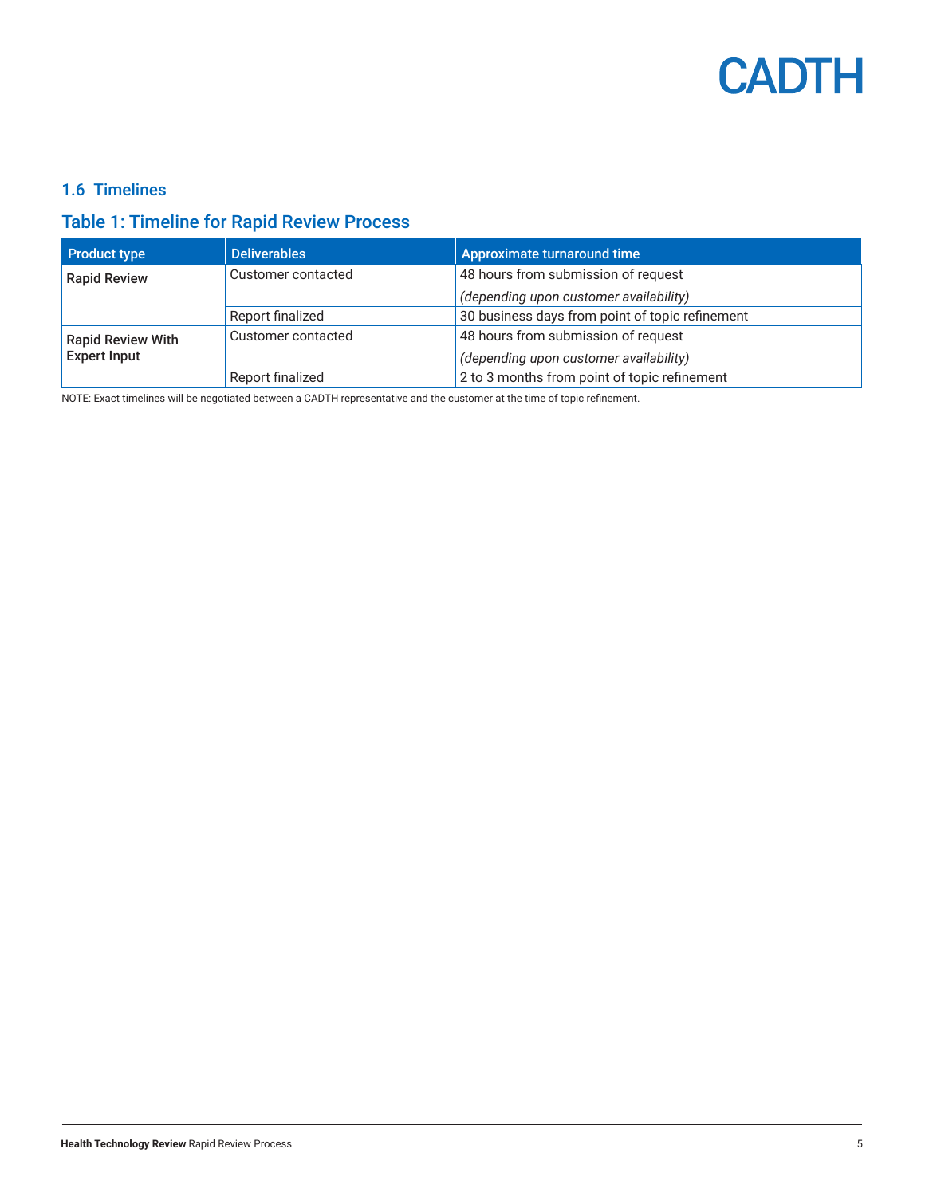### 1.6 Timelines

### Table 1: Timeline for Rapid Review Process

| Product type | Deliverables | Approximate turnaround time |
| --- | --- | --- |
| **Rapid Review** | Customer contacted | 48 hours from submission of request *(depending upon customer availability)* |
| | Report finalized | 30 business days from point of topic refinement |
| **Rapid Review With Expert Input** | Customer contacted | 48 hours from submission of request *(depending upon customer availability)* |
| | Report finalized | 2 to 3 months from point of topic refinement |

NOTE: Exact timelines will be negotiated between a CADTH representative and the customer at the time of topic refinement.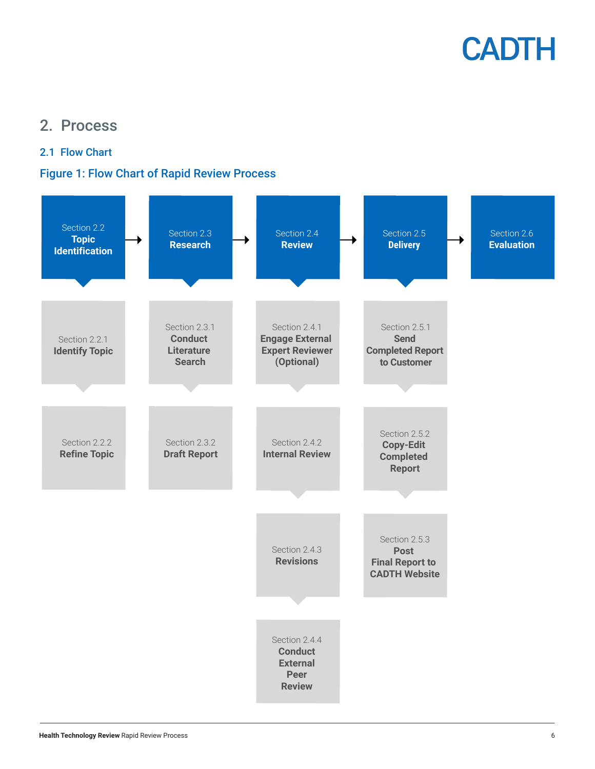## 2. Process

### 2.1 Flow Chart

**Figure 1: Flow Chart of Rapid Review Process**

| Section 2.2 **Topic Identification** → | Section 2.3 **Research** → | Section 2.4 **Review** → | Section 2.5 **Delivery** → | Section 2.6 **Evaluation** |
| --- | --- | --- | --- | --- |
| Section 2.2.1 **Identify Topic** | Section 2.3.1 **Conduct Literature Search** | Section 2.4.1 **Engage External Expert Reviewer (Optional)** | Section 2.5.1 **Send Completed Report to Customer** | |
| Section 2.2.2 **Refine Topic** | Section 2.3.2 **Draft Report** | Section 2.4.2 **Internal Review** | Section 2.5.2 **Copy-Edit Completed Report** | |
| | | Section 2.4.3 **Revisions** | Section 2.5.3 **Post Final Report to CADTH Website** | |
| | | Section 2.4.4 **Conduct External Peer Review** | | |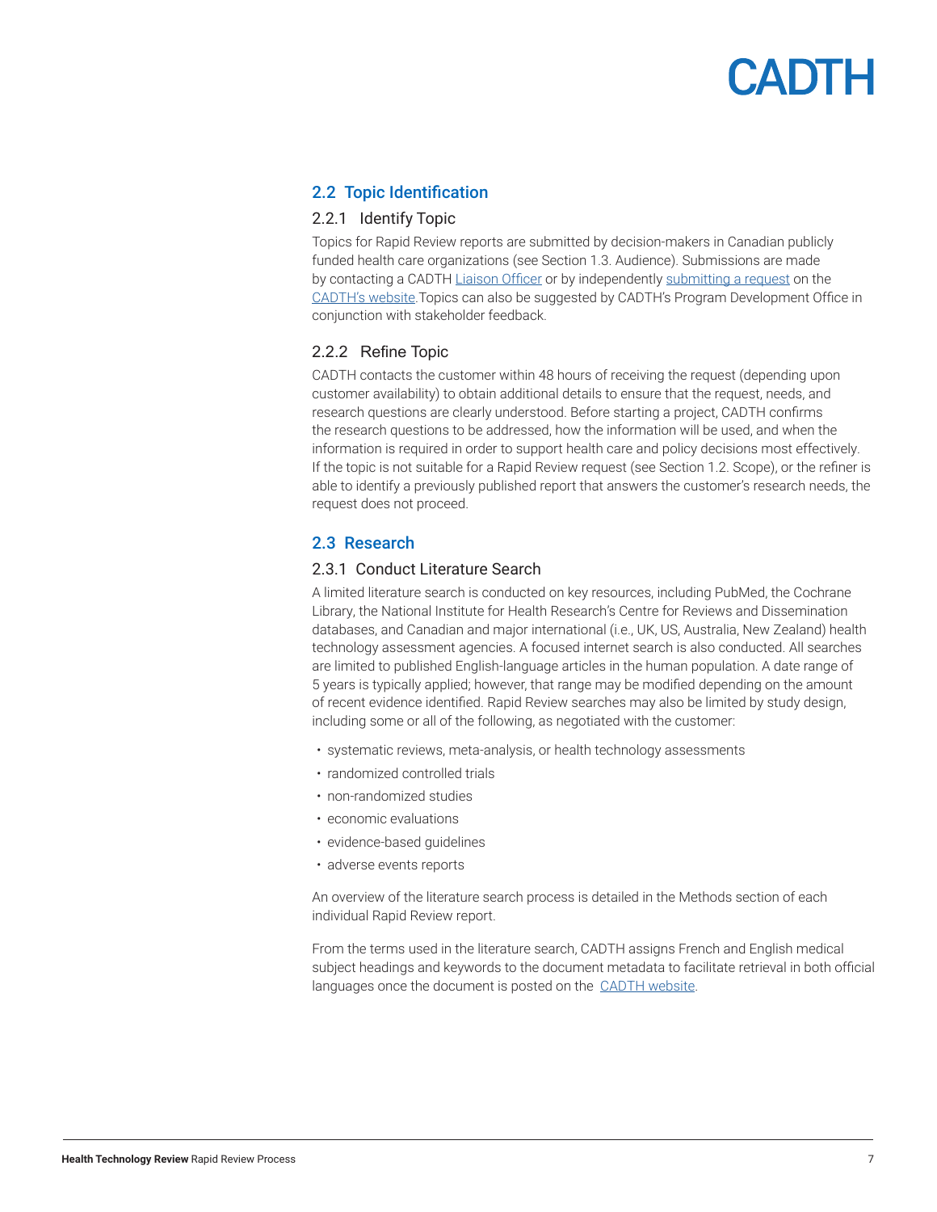## 2.2 Topic Identification

### 2.2.1 Identify Topic

Topics for Rapid Review reports are submitted by decision-makers in Canadian publicly funded health care organizations (see Section 1.3. Audience). Submissions are made by contacting a CADTH Liaison Officer or by independently submitting a request on the CADTH's website.Topics can also be suggested by CADTH's Program Development Office in conjunction with stakeholder feedback.

### 2.2.2 Refine Topic

CADTH contacts the customer within 48 hours of receiving the request (depending upon customer availability) to obtain additional details to ensure that the request, needs, and research questions are clearly understood. Before starting a project, CADTH confirms the research questions to be addressed, how the information will be used, and when the information is required in order to support health care and policy decisions most effectively. If the topic is not suitable for a Rapid Review request (see Section 1.2. Scope), or the refiner is able to identify a previously published report that answers the customer's research needs, the request does not proceed.

## 2.3 Research

### 2.3.1 Conduct Literature Search

A limited literature search is conducted on key resources, including PubMed, the Cochrane Library, the National Institute for Health Research's Centre for Reviews and Dissemination databases, and Canadian and major international (i.e., UK, US, Australia, New Zealand) health technology assessment agencies. A focused internet search is also conducted. All searches are limited to published English-language articles in the human population. A date range of 5 years is typically applied; however, that range may be modified depending on the amount of recent evidence identified. Rapid Review searches may also be limited by study design, including some or all of the following, as negotiated with the customer:

- systematic reviews, meta-analysis, or health technology assessments
- randomized controlled trials
- non-randomized studies
- economic evaluations
- evidence-based guidelines
- adverse events reports

An overview of the literature search process is detailed in the Methods section of each individual Rapid Review report.

From the terms used in the literature search, CADTH assigns French and English medical subject headings and keywords to the document metadata to facilitate retrieval in both official languages once the document is posted on the CADTH website.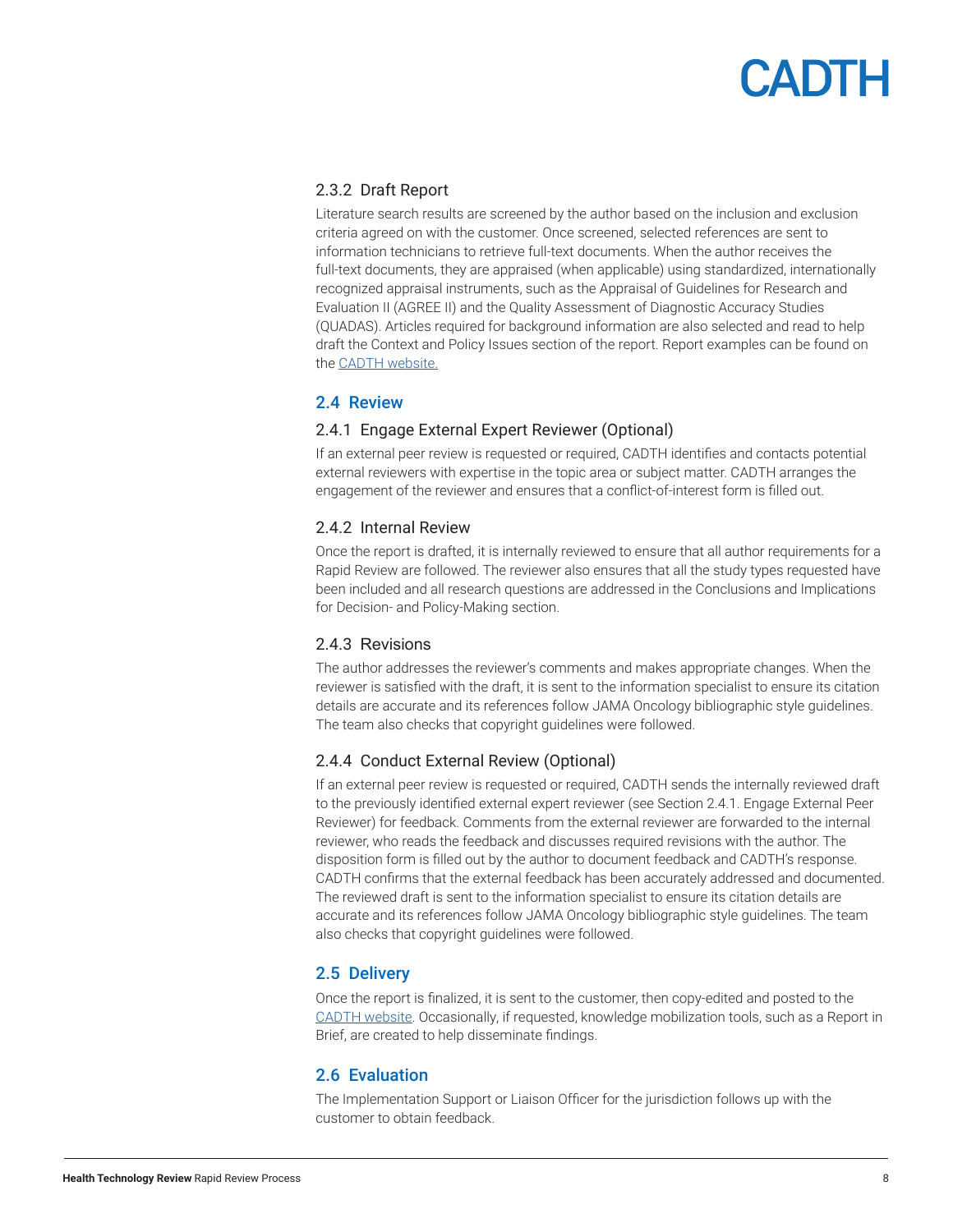#### 2.3.2 Draft Report

Literature search results are screened by the author based on the inclusion and exclusion criteria agreed on with the customer. Once screened, selected references are sent to information technicians to retrieve full-text documents. When the author receives the full-text documents, they are appraised (when applicable) using standardized, internationally recognized appraisal instruments, such as the Appraisal of Guidelines for Research and Evaluation II (AGREE II) and the Quality Assessment of Diagnostic Accuracy Studies (QUADAS). Articles required for background information are also selected and read to help draft the Context and Policy Issues section of the report. Report examples can be found on the CADTH website.

### 2.4 Review

#### 2.4.1 Engage External Expert Reviewer (Optional)

If an external peer review is requested or required, CADTH identifies and contacts potential external reviewers with expertise in the topic area or subject matter. CADTH arranges the engagement of the reviewer and ensures that a conflict-of-interest form is filled out.

#### 2.4.2 Internal Review

Once the report is drafted, it is internally reviewed to ensure that all author requirements for a Rapid Review are followed. The reviewer also ensures that all the study types requested have been included and all research questions are addressed in the Conclusions and Implications for Decision- and Policy-Making section.

#### 2.4.3 Revisions

The author addresses the reviewer's comments and makes appropriate changes. When the reviewer is satisfied with the draft, it is sent to the information specialist to ensure its citation details are accurate and its references follow JAMA Oncology bibliographic style guidelines. The team also checks that copyright guidelines were followed.

#### 2.4.4 Conduct External Review (Optional)

If an external peer review is requested or required, CADTH sends the internally reviewed draft to the previously identified external expert reviewer (see Section 2.4.1. Engage External Peer Reviewer) for feedback. Comments from the external reviewer are forwarded to the internal reviewer, who reads the feedback and discusses required revisions with the author. The disposition form is filled out by the author to document feedback and CADTH's response. CADTH confirms that the external feedback has been accurately addressed and documented. The reviewed draft is sent to the information specialist to ensure its citation details are accurate and its references follow JAMA Oncology bibliographic style guidelines. The team also checks that copyright guidelines were followed.

### 2.5 Delivery

Once the report is finalized, it is sent to the customer, then copy-edited and posted to the CADTH website. Occasionally, if requested, knowledge mobilization tools, such as a Report in Brief, are created to help disseminate findings.

### 2.6 Evaluation

The Implementation Support or Liaison Officer for the jurisdiction follows up with the customer to obtain feedback.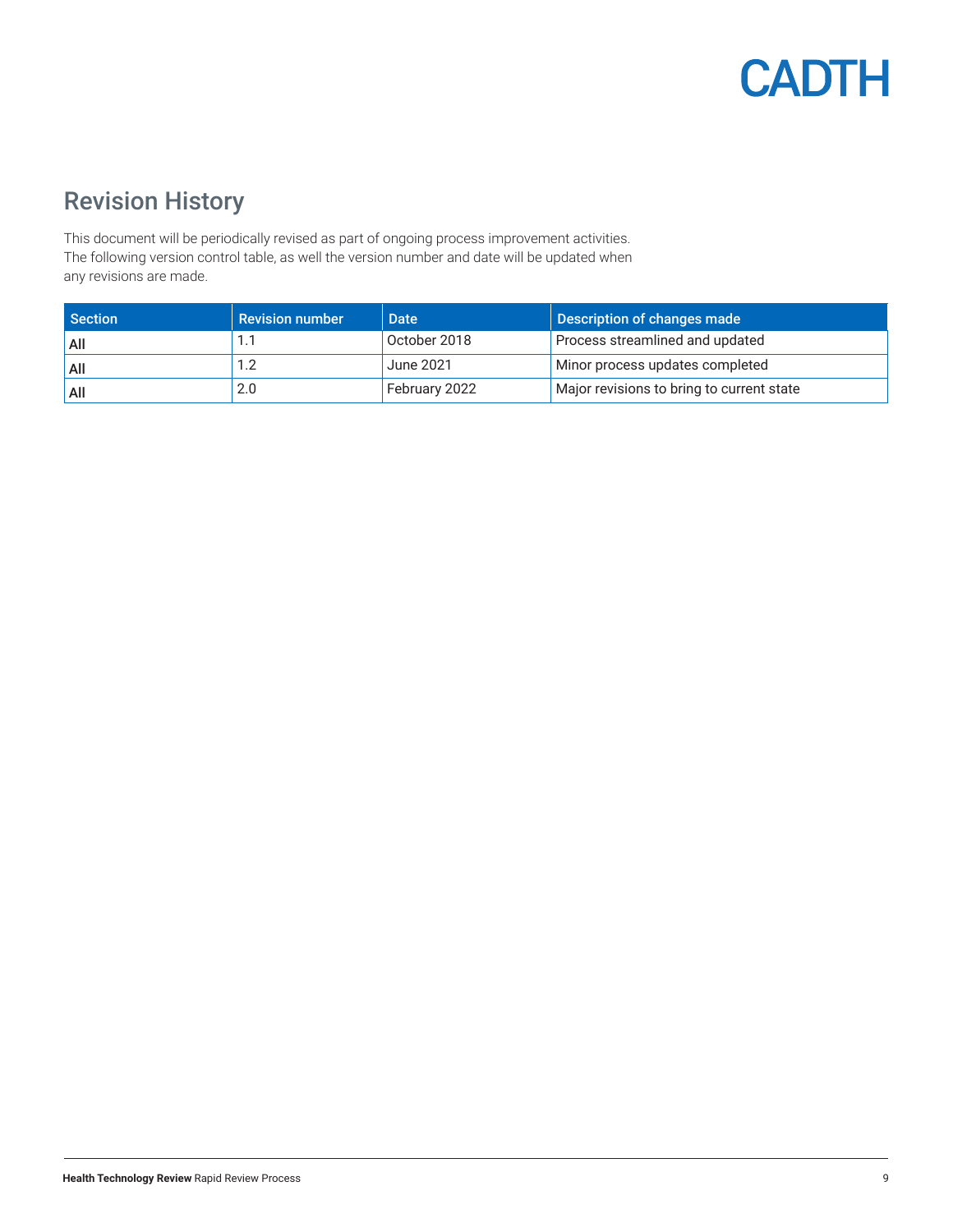## Revision History

This document will be periodically revised as part of ongoing process improvement activities. The following version control table, as well the version number and date will be updated when any revisions are made.

| Section | Revision number | Date | Description of changes made |
|---|---|---|---|
| All | 1.1 | October 2018 | Process streamlined and updated |
| All | 1.2 | June 2021 | Minor process updates completed |
| All | 2.0 | February 2022 | Major revisions to bring to current state |